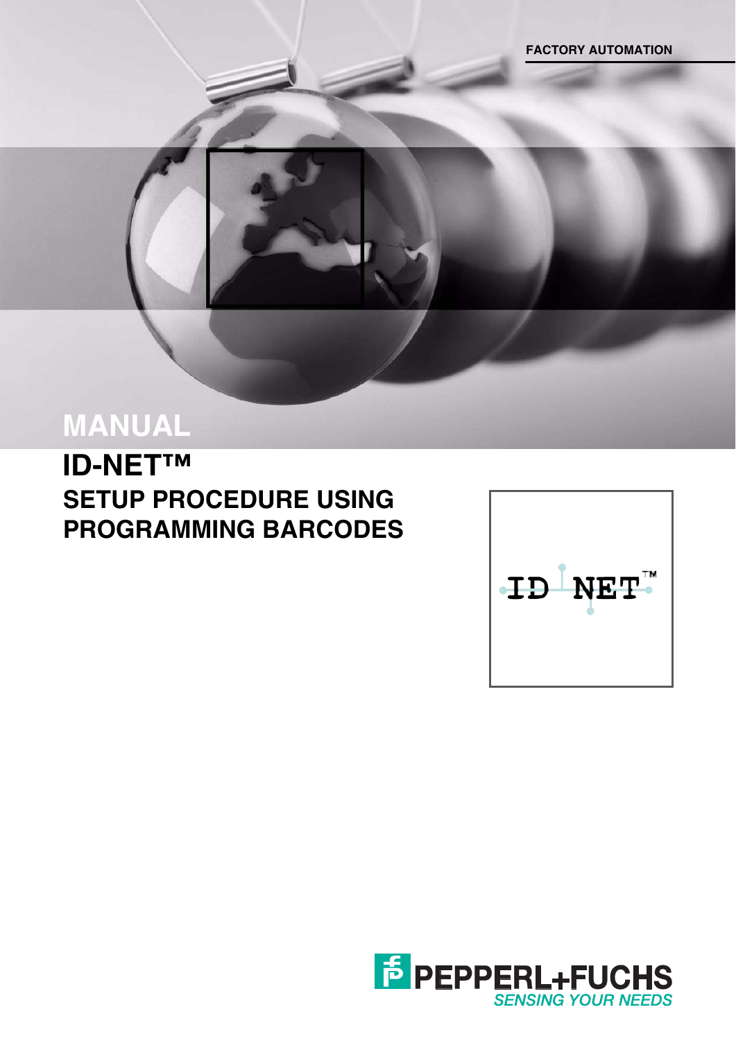FACTORY AUTOMATION

# MANUAL

## ID-NET™
## SETUP PROCEDURE USING PROGRAMMING BARCODES

ID NET™

PEPPERL+FUCHS
*SENSING YOUR NEEDS*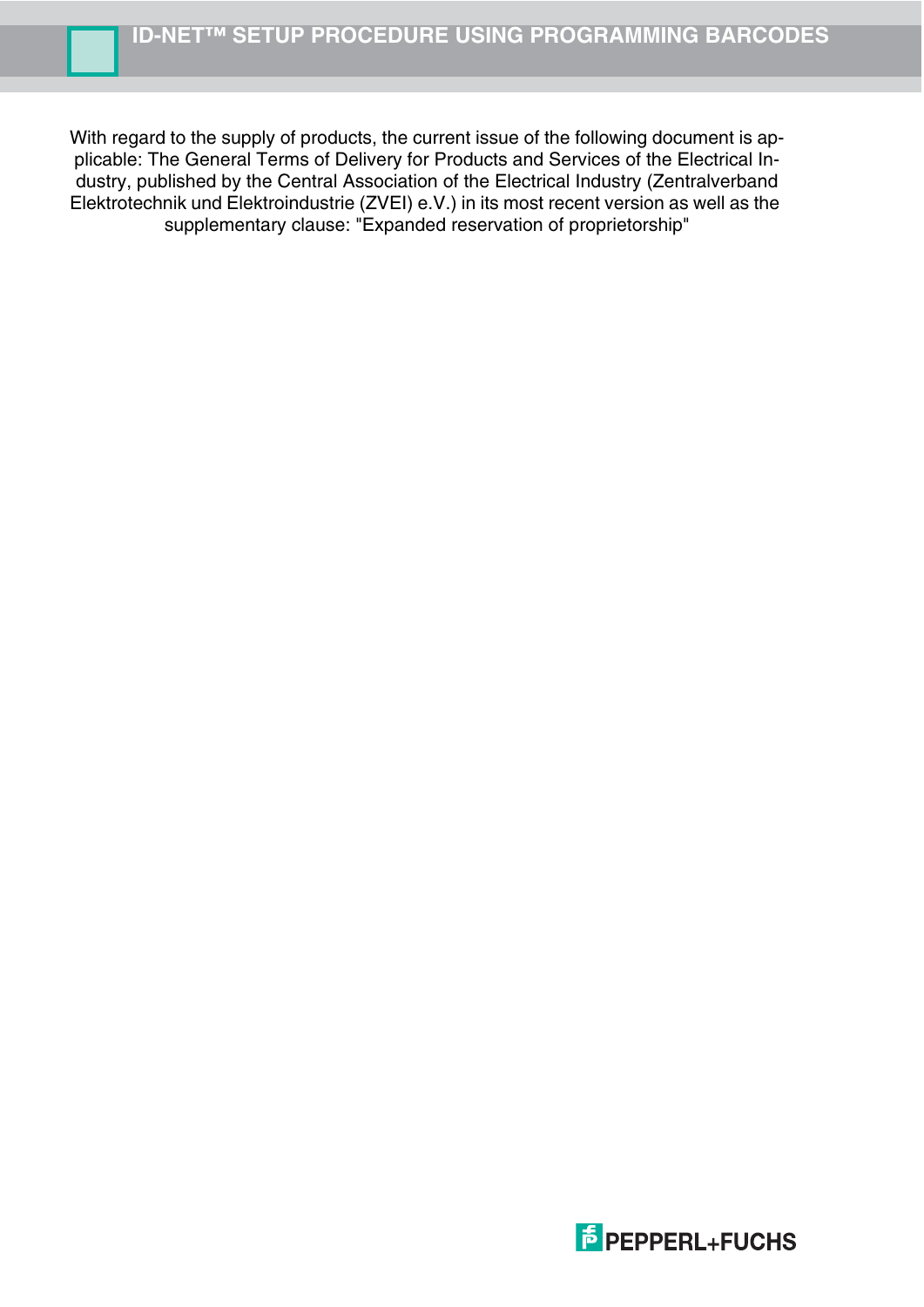With regard to the supply of products, the current issue of the following document is applicable: The General Terms of Delivery for Products and Services of the Electrical Industry, published by the Central Association of the Electrical Industry (Zentralverband Elektrotechnik und Elektroindustrie (ZVEI) e.V.) in its most recent version as well as the supplementary clause: "Expanded reservation of proprietorship"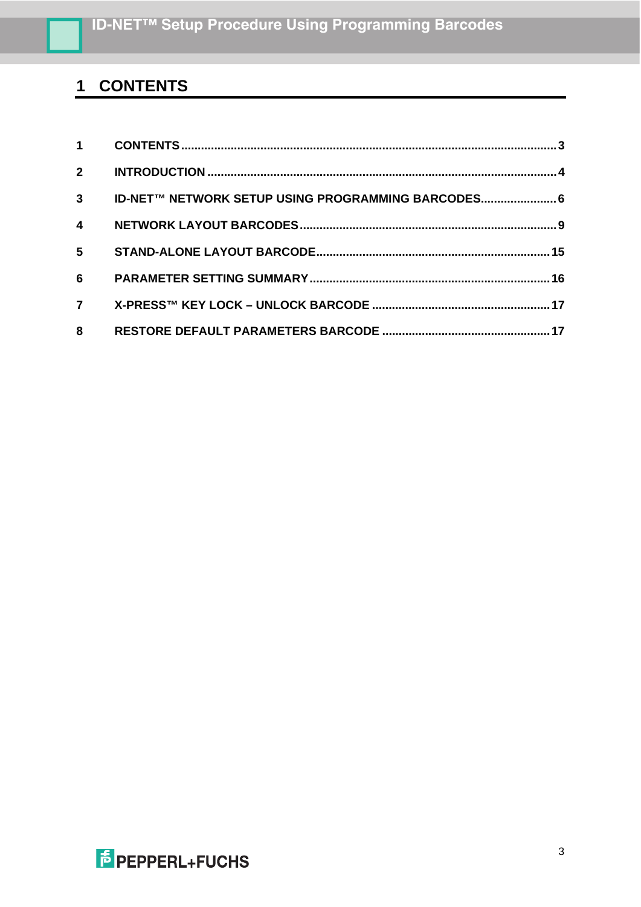# 1 CONTENTS

| | | |
|---|---|---|
| 1 | CONTENTS | 3 |
| 2 | INTRODUCTION | 4 |
| 3 | ID-NET™ NETWORK SETUP USING PROGRAMMING BARCODES | 6 |
| 4 | NETWORK LAYOUT BARCODES | 9 |
| 5 | STAND-ALONE LAYOUT BARCODE | 15 |
| 6 | PARAMETER SETTING SUMMARY | 16 |
| 7 | X-PRESS™ KEY LOCK – UNLOCK BARCODE | 17 |
| 8 | RESTORE DEFAULT PARAMETERS BARCODE | 17 |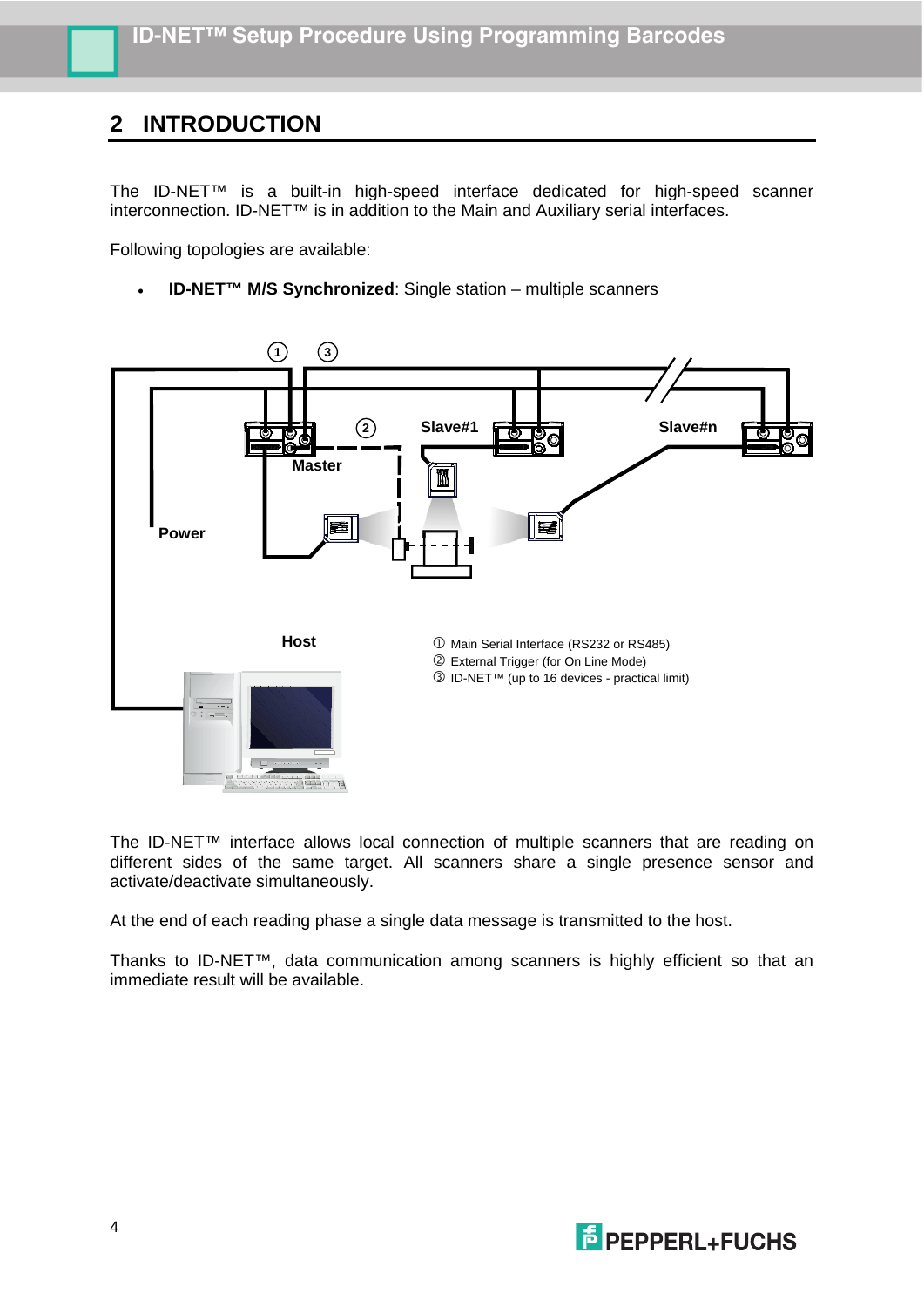## 2 INTRODUCTION

The ID-NET™ is a built-in high-speed interface dedicated for high-speed scanner interconnection. ID-NET™ is in addition to the Main and Auxiliary serial interfaces.

Following topologies are available:

- **ID-NET™ M/S Synchronized**: Single station – multiple scanners

① Main Serial Interface (RS232 or RS485)
② External Trigger (for On Line Mode)
③ ID-NET™ (up to 16 devices - practical limit)

The ID-NET™ interface allows local connection of multiple scanners that are reading on different sides of the same target. All scanners share a single presence sensor and activate/deactivate simultaneously.

At the end of each reading phase a single data message is transmitted to the host.

Thanks to ID-NET™, data communication among scanners is highly efficient so that an immediate result will be available.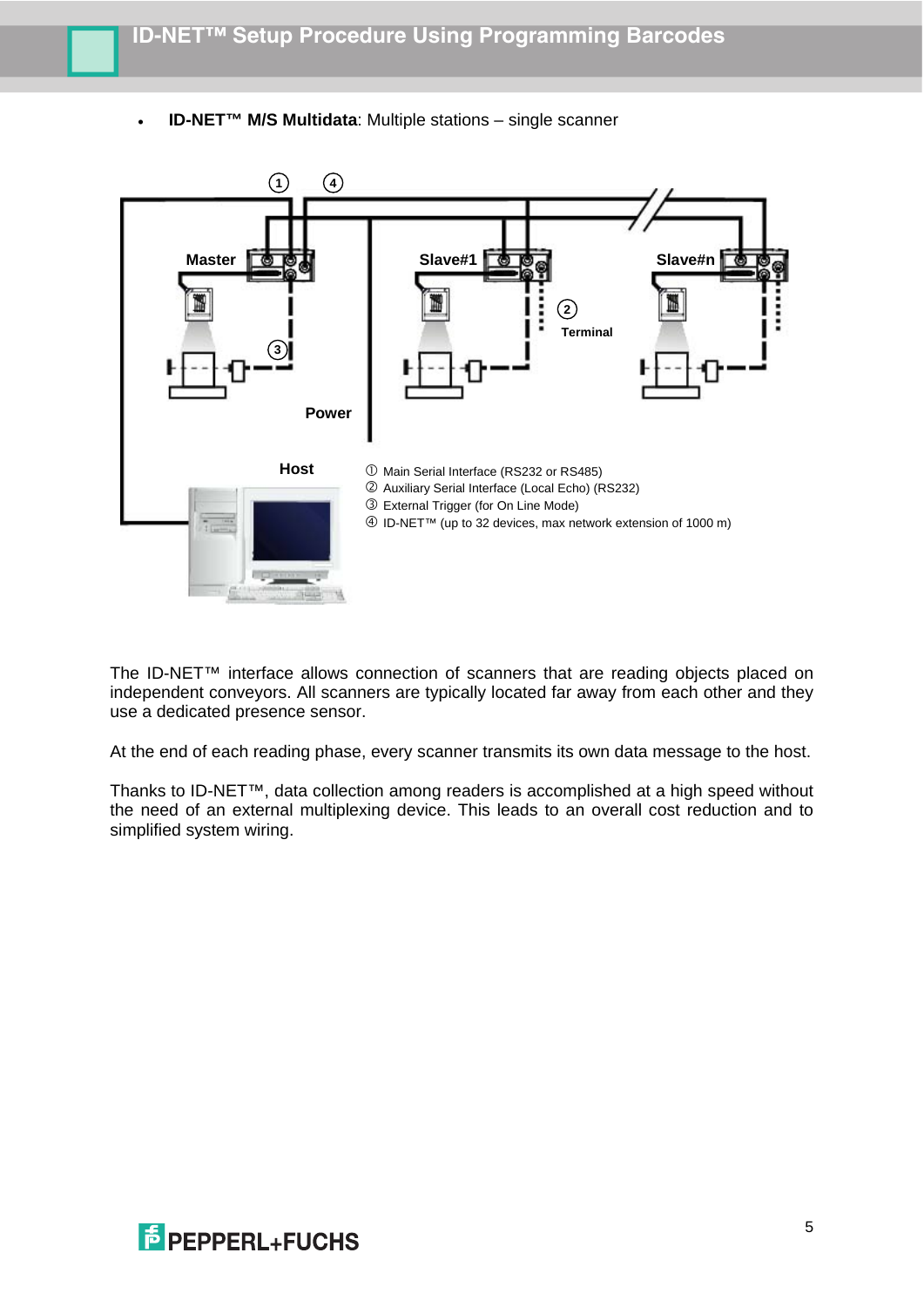- **ID-NET™ M/S Multidata**: Multiple stations – single scanner

① Main Serial Interface (RS232 or RS485)
② Auxiliary Serial Interface (Local Echo) (RS232)
③ External Trigger (for On Line Mode)
④ ID-NET™ (up to 32 devices, max network extension of 1000 m)

The ID-NET™ interface allows connection of scanners that are reading objects placed on independent conveyors. All scanners are typically located far away from each other and they use a dedicated presence sensor.

At the end of each reading phase, every scanner transmits its own data message to the host.

Thanks to ID-NET™, data collection among readers is accomplished at a high speed without the need of an external multiplexing device. This leads to an overall cost reduction and to simplified system wiring.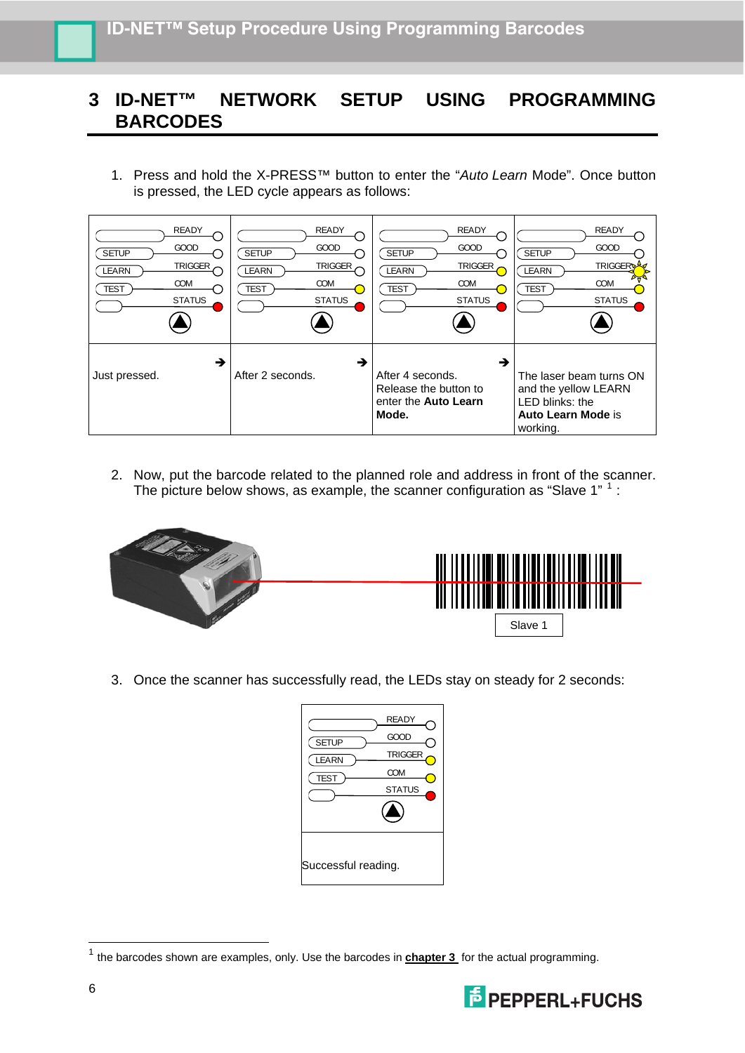# 3 ID-NET™ NETWORK SETUP USING PROGRAMMING BARCODES

1. Press and hold the X-PRESS™ button to enter the "*Auto Learn* Mode". Once button is pressed, the LED cycle appears as follows:

| Just pressed. ➔ | After 2 seconds. ➔ | After 4 seconds. Release the button to enter the **Auto Learn Mode.** ➔ | The laser beam turns ON and the yellow LEARN LED blinks: the **Auto Learn Mode** is working. |
|---|---|---|---|

2. Now, put the barcode related to the planned role and address in front of the scanner. The picture below shows, as example, the scanner configuration as "Slave 1" [1] :

Slave 1

3. Once the scanner has successfully read, the LEDs stay on steady for 2 seconds:

Successful reading.

[1] the barcodes shown are examples, only. Use the barcodes in **chapter 3** for the actual programming.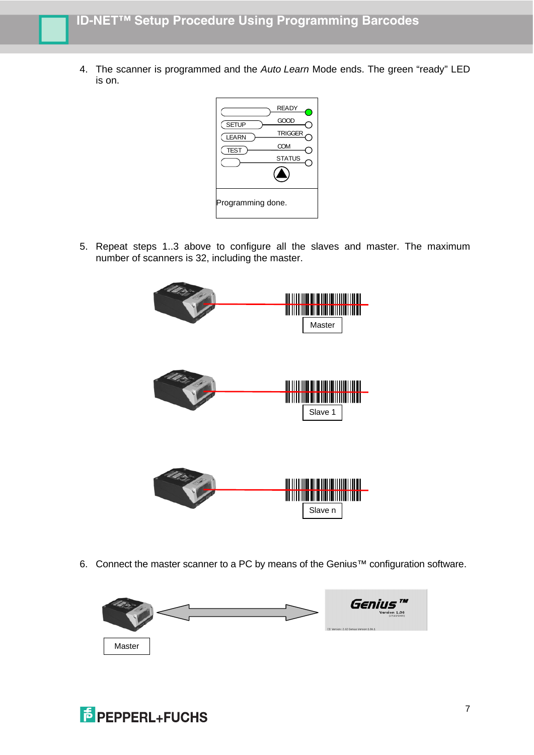4. The scanner is programmed and the *Auto Learn* Mode ends. The green "ready" LED is on.

READY
SETUP GOOD
LEARN TRIGGER
TEST COM
STATUS

Programming done.

5. Repeat steps 1..3 above to configure all the slaves and master. The maximum number of scanners is 32, including the master.

Master

Slave 1

Slave n

6. Connect the master scanner to a PC by means of the Genius™ configuration software.

Master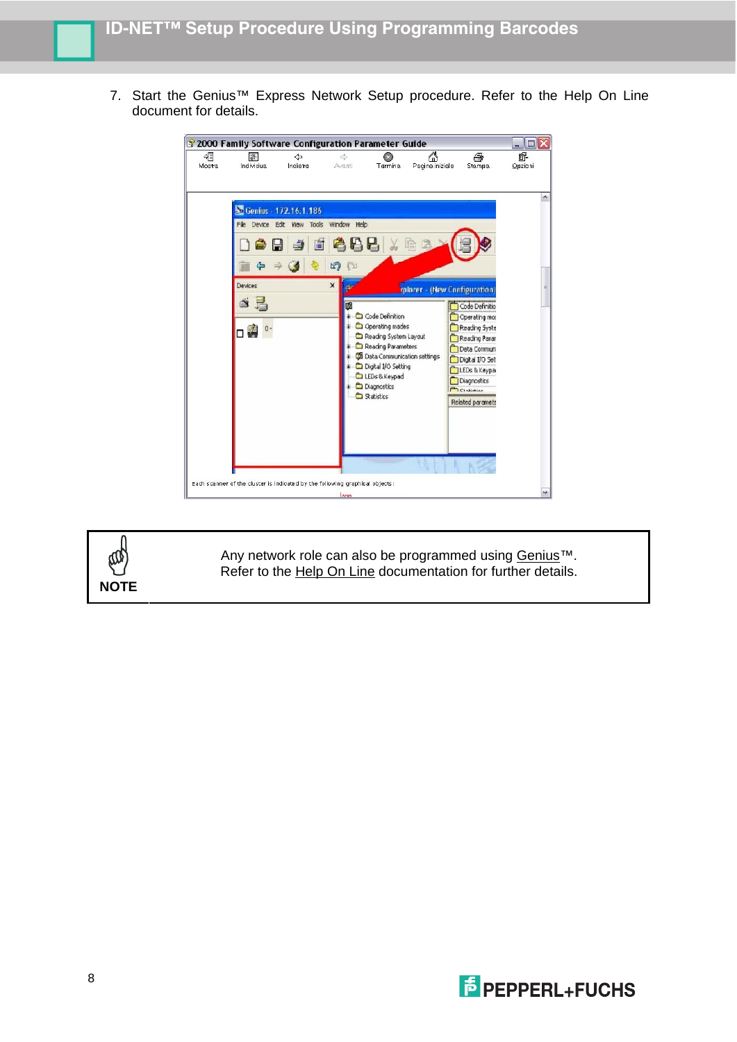7. Start the Genius™ Express Network Setup procedure. Refer to the Help On Line document for details.

| NOTE | Any network role can also be programmed using Genius™. Refer to the Help On Line documentation for further details. |
|---|---|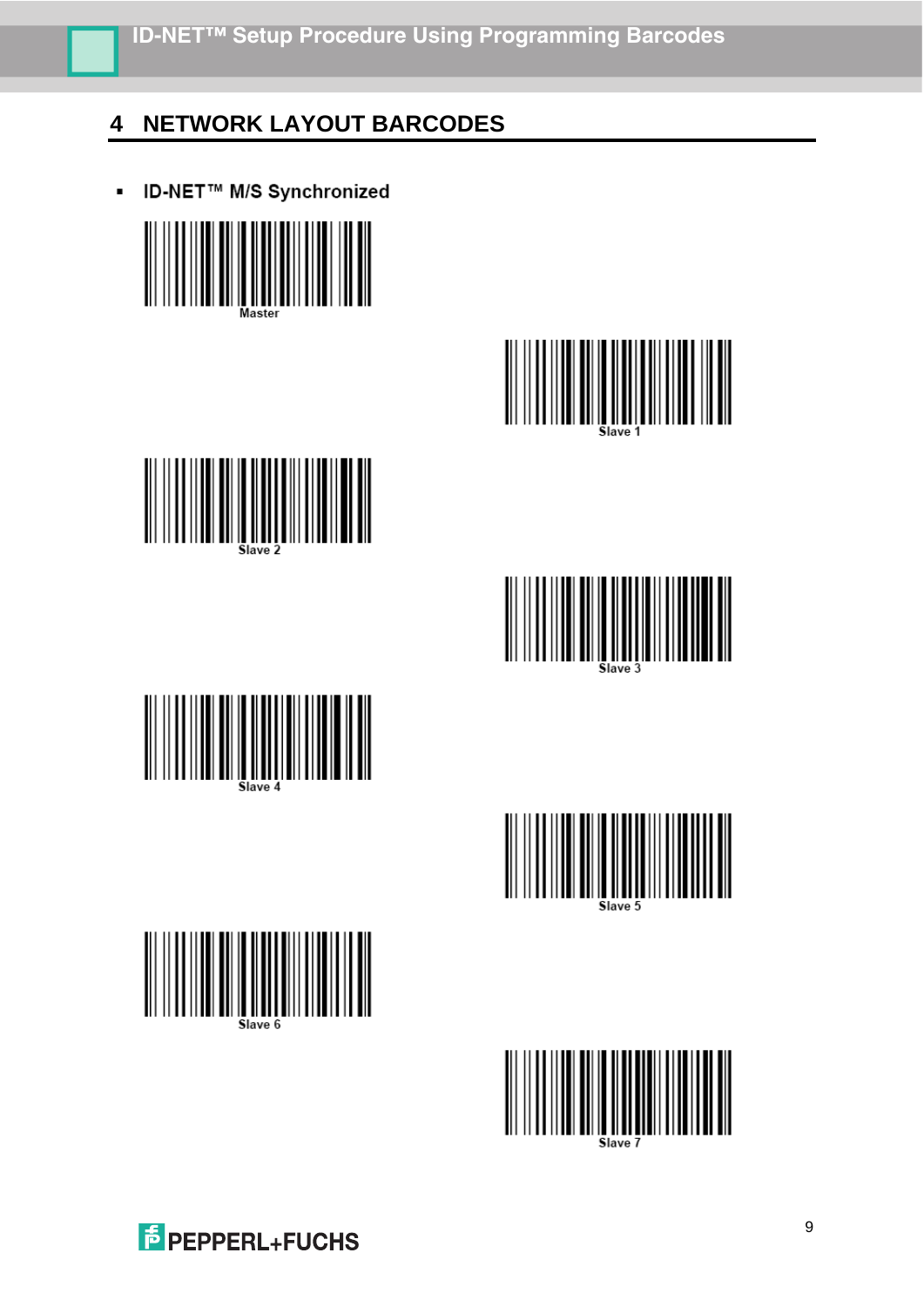# 4 NETWORK LAYOUT BARCODES

- **ID-NET™ M/S Synchronized**

Master

Slave 1

Slave 2

Slave 3

Slave 4

Slave 5

Slave 6

Slave 7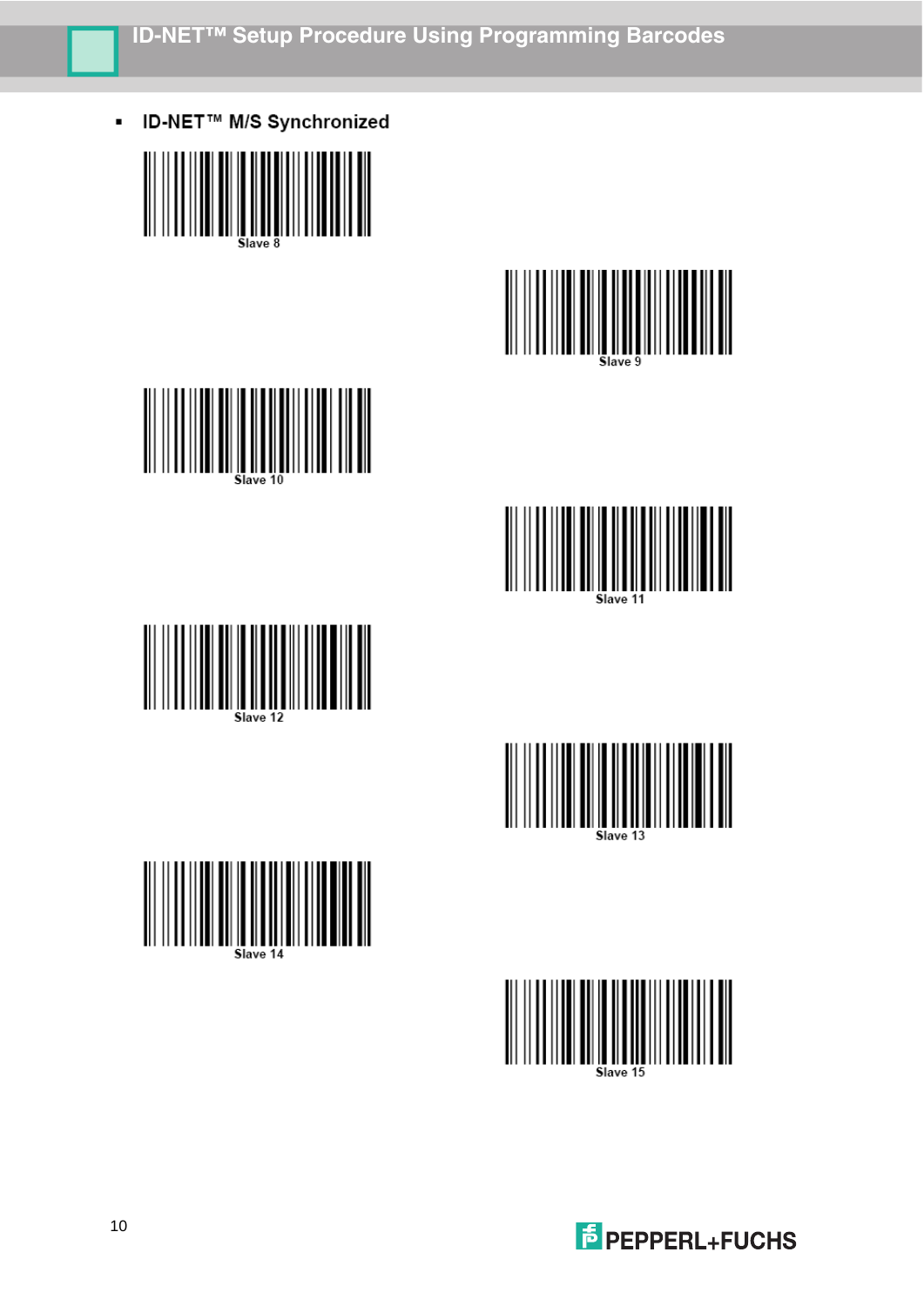- **ID-NET™ M/S Synchronized**

Slave 8

Slave 9

Slave 10

Slave 11

Slave 12

Slave 13

Slave 14

Slave 15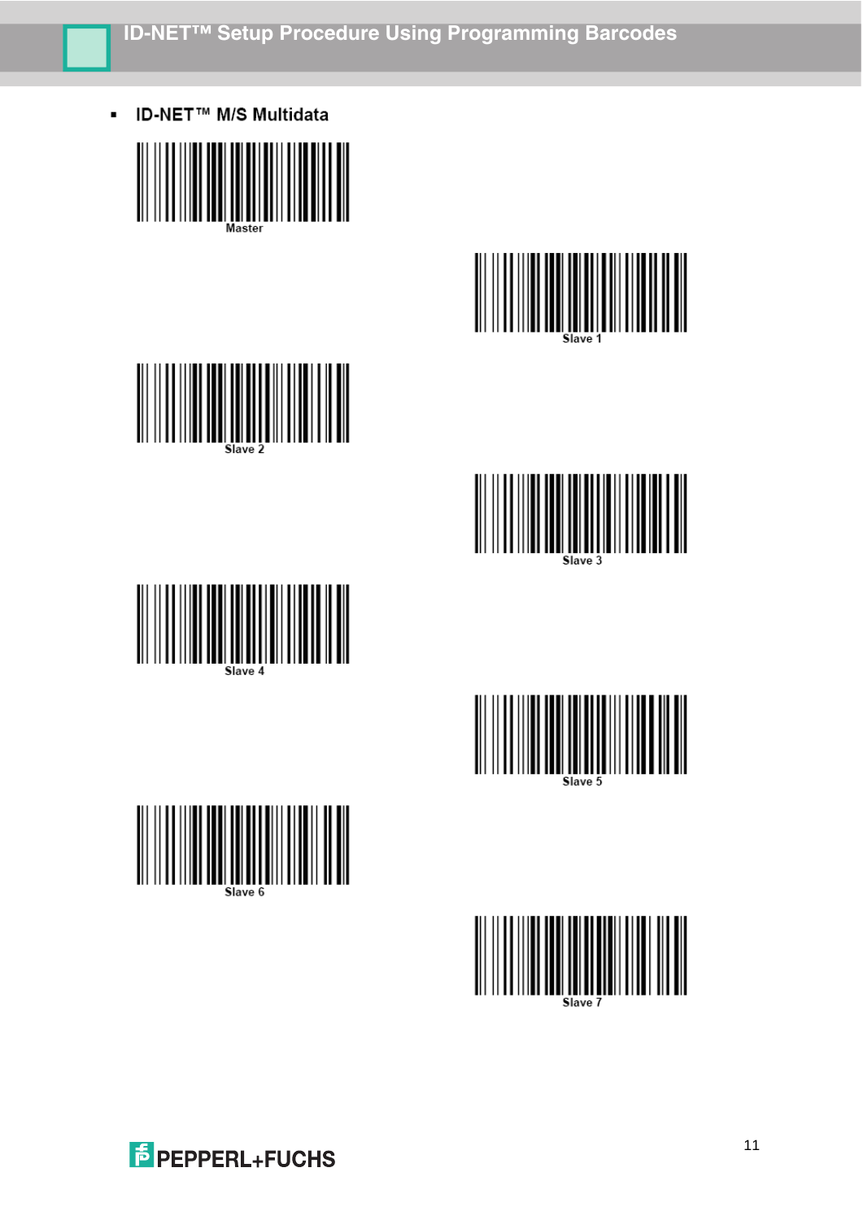- **ID-NET™ M/S Multidata**

Master

Slave 1

Slave 2

Slave 3

Slave 4

Slave 5

Slave 6

Slave 7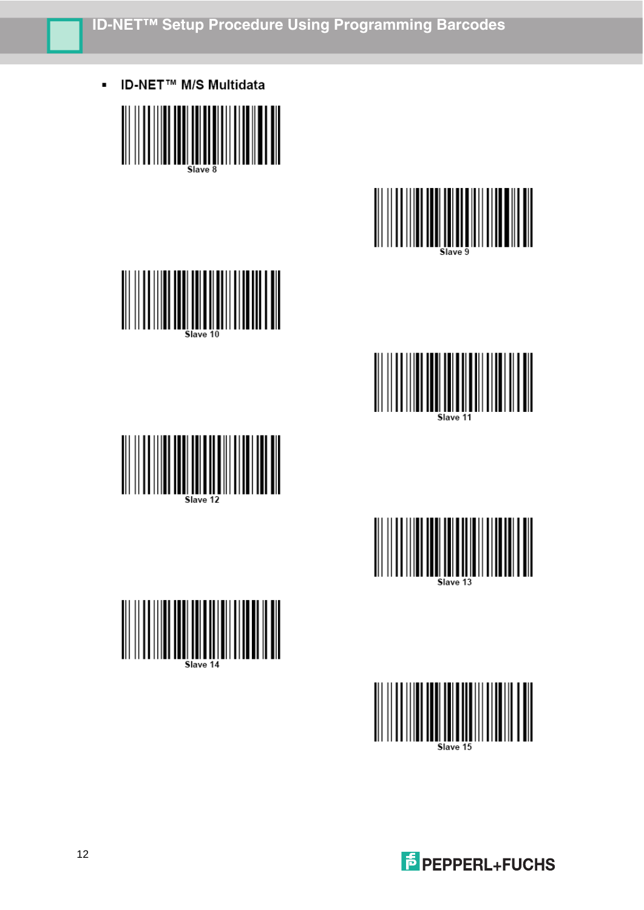- **ID-NET™ M/S Multidata**

Slave 8

Slave 9

Slave 10

Slave 11

Slave 12

Slave 13

Slave 14

Slave 15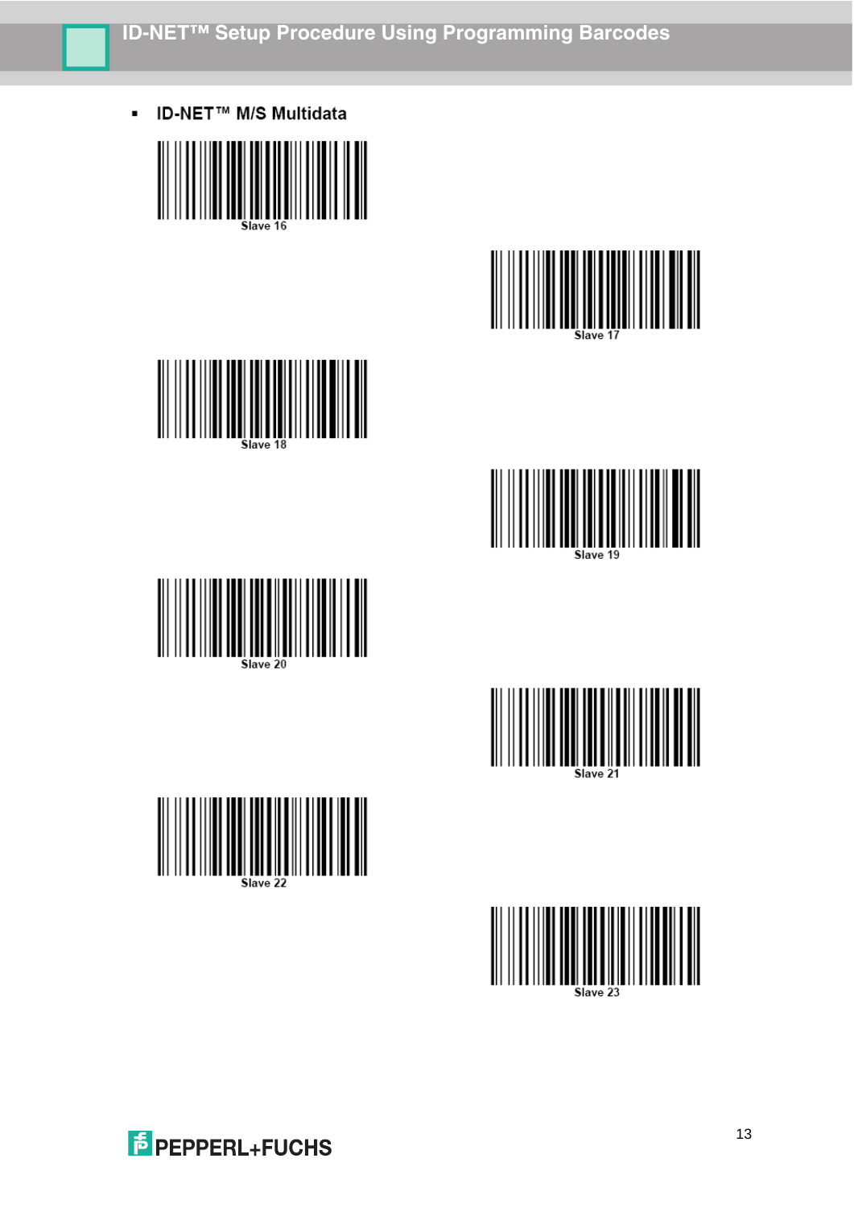- **ID-NET™ M/S Multidata**

Slave 16

Slave 17

Slave 18

Slave 19

Slave 20

Slave 21

Slave 22

Slave 23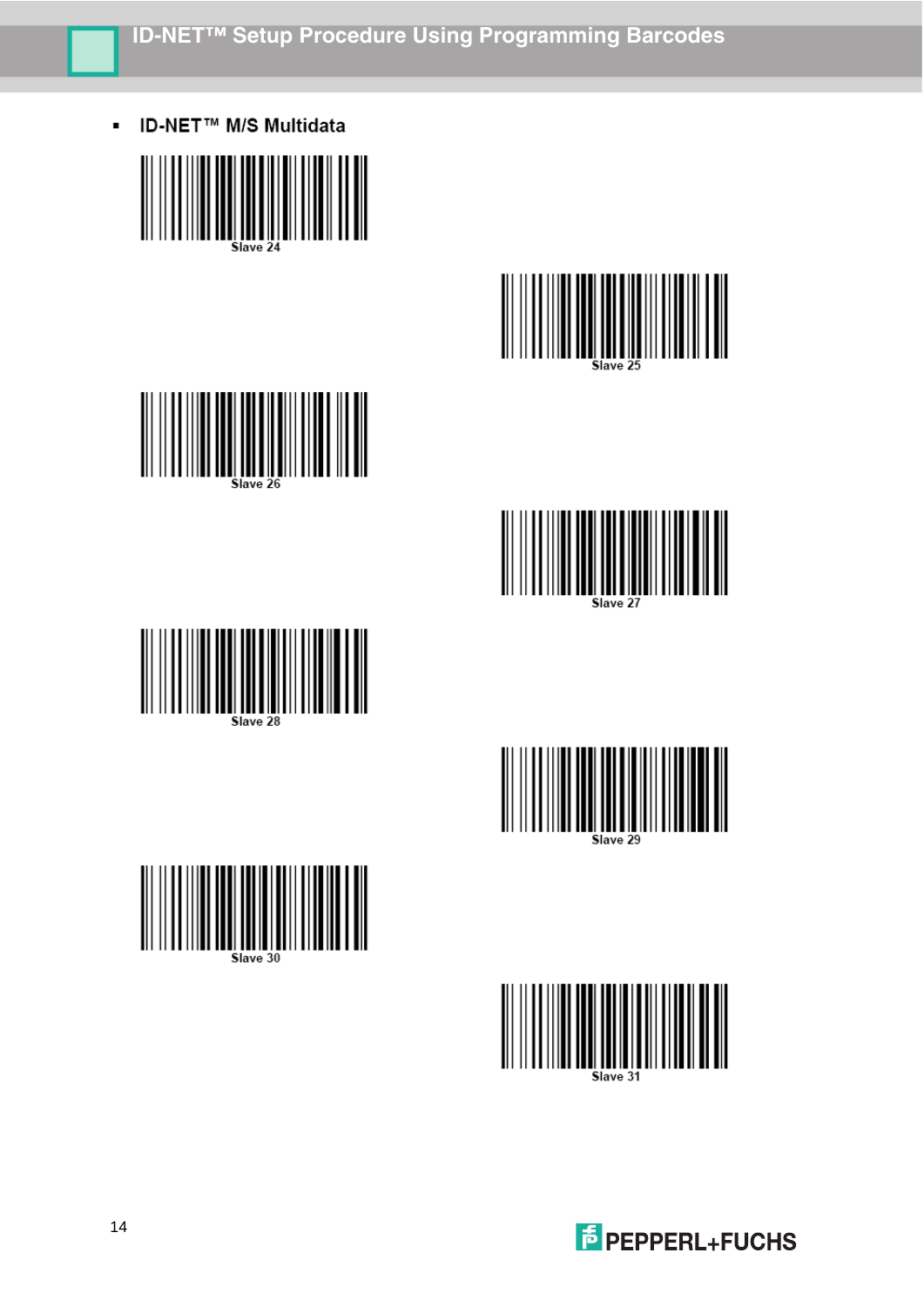- **ID-NET™ M/S Multidata**

Slave 24

Slave 25

Slave 26

Slave 27

Slave 28

Slave 29

Slave 30

Slave 31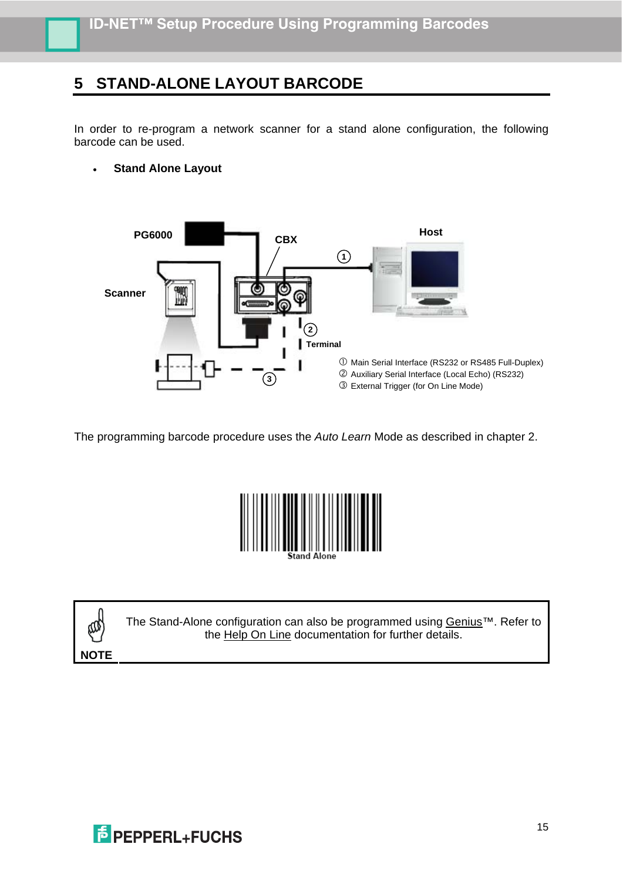# 5 STAND-ALONE LAYOUT BARCODE

In order to re-program a network scanner for a stand alone configuration, the following barcode can be used.

- **Stand Alone Layout**

PG6000

CBX

Host

Scanner

Terminal

① Main Serial Interface (RS232 or RS485 Full-Duplex)
② Auxiliary Serial Interface (Local Echo) (RS232)
③ External Trigger (for On Line Mode)

The programming barcode procedure uses the *Auto Learn* Mode as described in chapter 2.

Stand Alone

**NOTE**

The Stand-Alone configuration can also be programmed using Genius™. Refer to the Help On Line documentation for further details.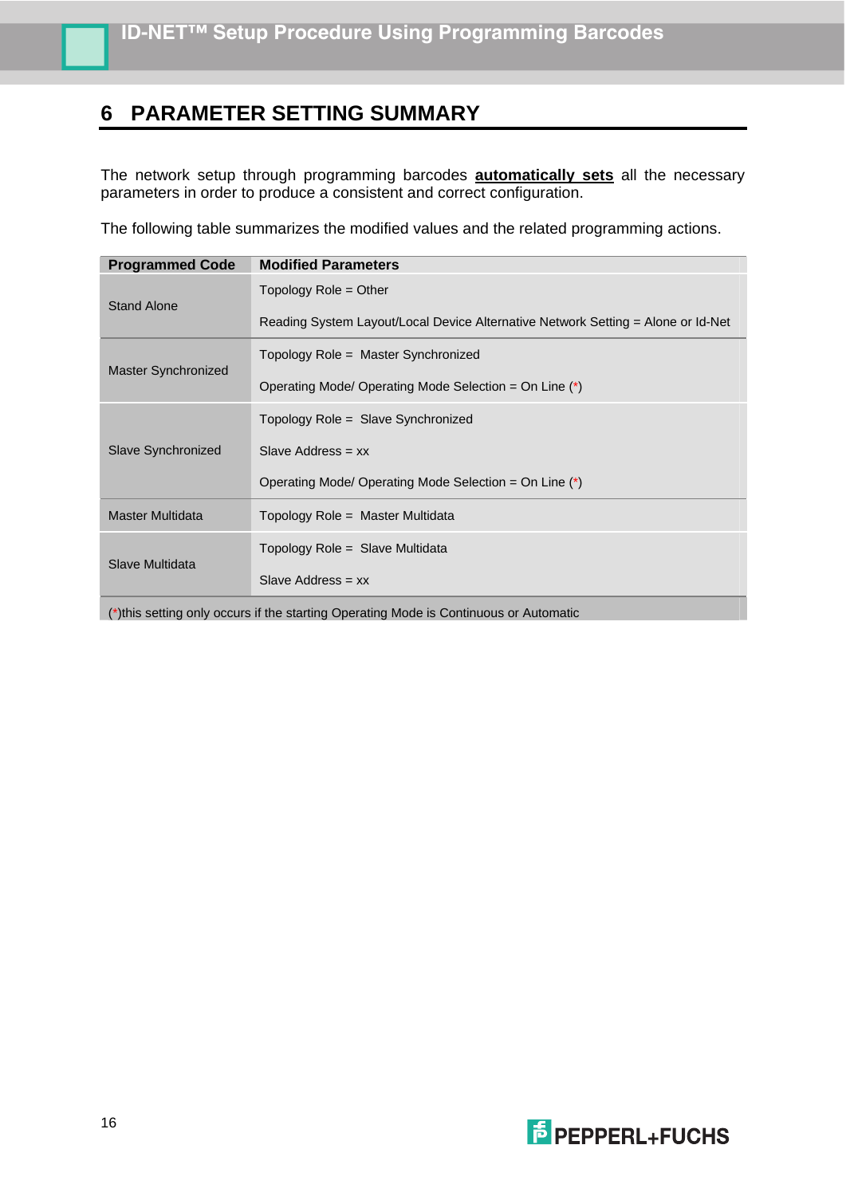# 6 PARAMETER SETTING SUMMARY

The network setup through programming barcodes **automatically sets** all the necessary parameters in order to produce a consistent and correct configuration.

The following table summarizes the modified values and the related programming actions.

| Programmed Code | Modified Parameters |
|---|---|
| Stand Alone | Topology Role = Other<br>Reading System Layout/Local Device Alternative Network Setting = Alone or Id-Net |
| Master Synchronized | Topology Role = Master Synchronized<br>Operating Mode/ Operating Mode Selection = On Line (*) |
| Slave Synchronized | Topology Role = Slave Synchronized<br>Slave Address = xx<br>Operating Mode/ Operating Mode Selection = On Line (*) |
| Master Multidata | Topology Role = Master Multidata |
| Slave Multidata | Topology Role = Slave Multidata<br>Slave Address = xx |
| (*)this setting only occurs if the starting Operating Mode is Continuous or Automatic | |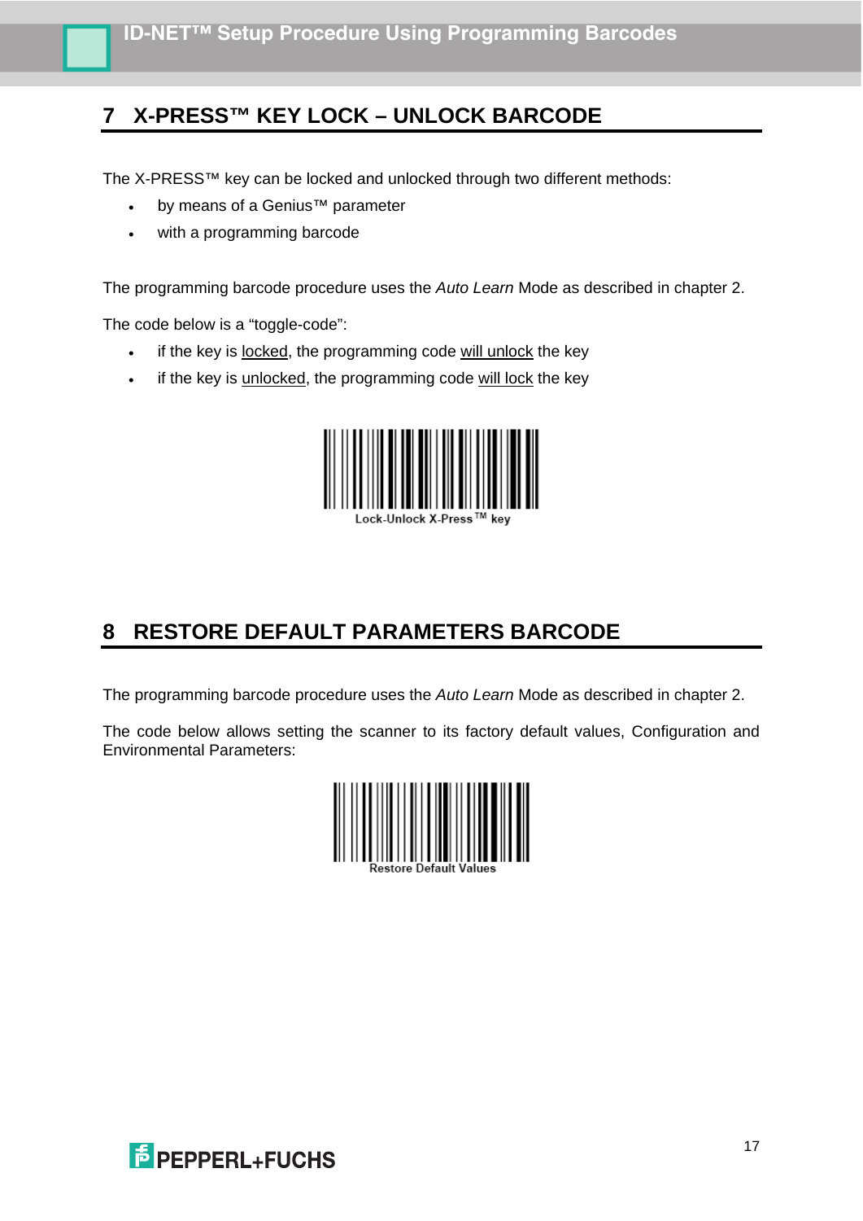## 7 X-PRESS™ KEY LOCK – UNLOCK BARCODE

The X-PRESS™ key can be locked and unlocked through two different methods:

- by means of a Genius™ parameter
- with a programming barcode

The programming barcode procedure uses the *Auto Learn* Mode as described in chapter 2.

The code below is a "toggle-code":

- if the key is locked, the programming code will unlock the key
- if the key is unlocked, the programming code will lock the key

Lock-Unlock X-Press™ key

## 8 RESTORE DEFAULT PARAMETERS BARCODE

The programming barcode procedure uses the *Auto Learn* Mode as described in chapter 2.

The code below allows setting the scanner to its factory default values, Configuration and Environmental Parameters:

Restore Default Values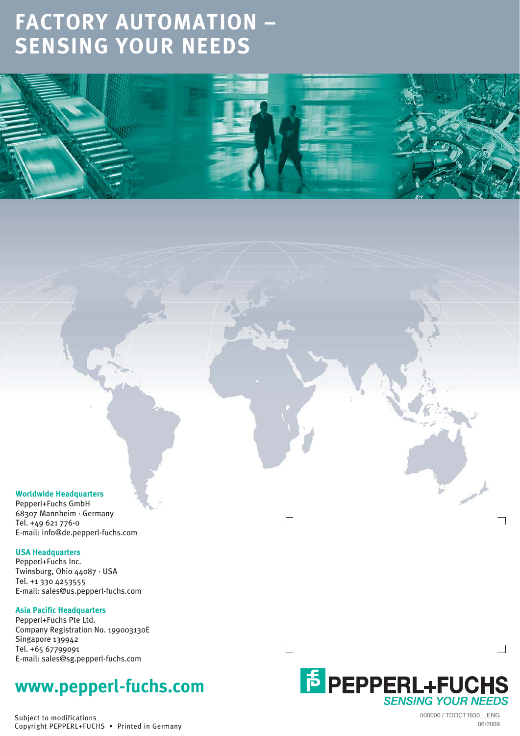# FACTORY AUTOMATION – SENSING YOUR NEEDS

**Worldwide Headquarters**
Pepperl+Fuchs GmbH
68307 Mannheim · Germany
Tel. +49 621 776-0
E-mail: info@de.pepperl-fuchs.com

**USA Headquarters**
Pepperl+Fuchs Inc.
Twinsburg, Ohio 44087 · USA
Tel. +1 330 4253555
E-mail: sales@us.pepperl-fuchs.com

**Asia Pacific Headquarters**
Pepperl+Fuchs Pte Ltd.
Company Registration No. 199003130E
Singapore 139942
Tel. +65 67799091
E-mail: sales@sg.pepperl-fuchs.com

## www.pepperl-fuchs.com

PEPPERL+FUCHS
*SENSING YOUR NEEDS*

Subject to modifications
Copyright PEPPERL+FUCHS • Printed in Germany

000000 / TDOCT1830__ENG
06/2009